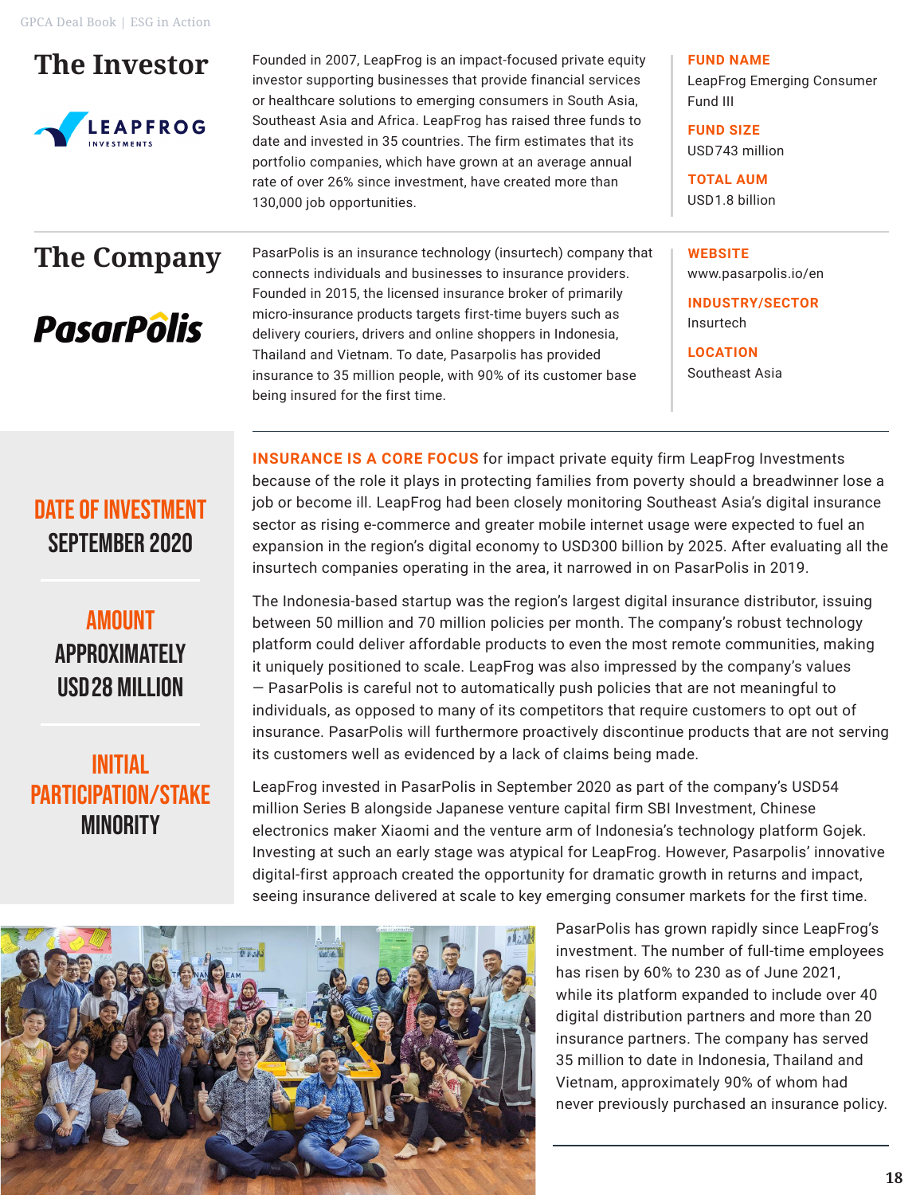## The Investor

Founded in 2007, LeapFrog is an impact-focused private equity investor supporting businesses that provide financial services or healthcare solutions to emerging consumers in South Asia, Southeast Asia and Africa. LeapFrog has raised three funds to date and invested in 35 countries. The firm estimates that its portfolio companies, which have grown at an average annual rate of over 26% since investment, have created more than 130,000 job opportunities.

**FUND NAME**
LeapFrog Emerging Consumer Fund III

**FUND SIZE**
USD743 million

**TOTAL AUM**
USD1.8 billion

## The Company

PasarPolis is an insurance technology (insurtech) company that connects individuals and businesses to insurance providers. Founded in 2015, the licensed insurance broker of primarily micro-insurance products targets first-time buyers such as delivery couriers, drivers and online shoppers in Indonesia, Thailand and Vietnam. To date, Pasarpolis has provided insurance to 35 million people, with 90% of its customer base being insured for the first time.

**WEBSITE**
www.pasarpolis.io/en

**INDUSTRY/SECTOR**
Insurtech

**LOCATION**
Southeast Asia

**DATE OF INVESTMENT**
SEPTEMBER 2020

**AMOUNT**
APPROXIMATELY USD28 MILLION

**INITIAL PARTICIPATION/STAKE**
MINORITY

**INSURANCE IS A CORE FOCUS** for impact private equity firm LeapFrog Investments because of the role it plays in protecting families from poverty should a breadwinner lose a job or become ill. LeapFrog had been closely monitoring Southeast Asia's digital insurance sector as rising e-commerce and greater mobile internet usage were expected to fuel an expansion in the region's digital economy to USD300 billion by 2025. After evaluating all the insurtech companies operating in the area, it narrowed in on PasarPolis in 2019.

The Indonesia-based startup was the region's largest digital insurance distributor, issuing between 50 million and 70 million policies per month. The company's robust technology platform could deliver affordable products to even the most remote communities, making it uniquely positioned to scale. LeapFrog was also impressed by the company's values — PasarPolis is careful not to automatically push policies that are not meaningful to individuals, as opposed to many of its competitors that require customers to opt out of insurance. PasarPolis will furthermore proactively discontinue products that are not serving its customers well as evidenced by a lack of claims being made.

LeapFrog invested in PasarPolis in September 2020 as part of the company's USD54 million Series B alongside Japanese venture capital firm SBI Investment, Chinese electronics maker Xiaomi and the venture arm of Indonesia's technology platform Gojek. Investing at such an early stage was atypical for LeapFrog. However, Pasarpolis' innovative digital-first approach created the opportunity for dramatic growth in returns and impact, seeing insurance delivered at scale to key emerging consumer markets for the first time.

PasarPolis has grown rapidly since LeapFrog's investment. The number of full-time employees has risen by 60% to 230 as of June 2021, while its platform expanded to include over 40 digital distribution partners and more than 20 insurance partners. The company has served 35 million to date in Indonesia, Thailand and Vietnam, approximately 90% of whom had never previously purchased an insurance policy.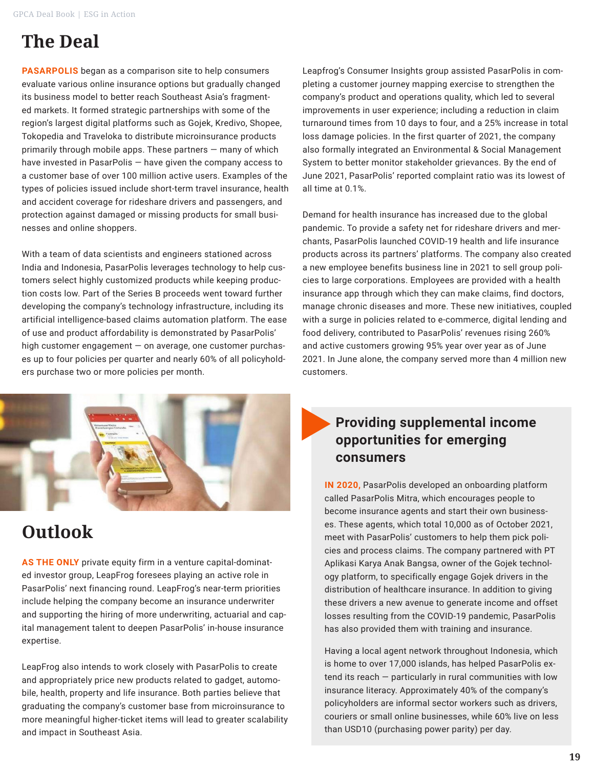# The Deal

**PASARPOLIS** began as a comparison site to help consumers evaluate various online insurance options but gradually changed its business model to better reach Southeast Asia's fragmented markets. It formed strategic partnerships with some of the region's largest digital platforms such as Gojek, Kredivo, Shopee, Tokopedia and Traveloka to distribute microinsurance products primarily through mobile apps. These partners — many of which have invested in PasarPolis — have given the company access to a customer base of over 100 million active users. Examples of the types of policies issued include short-term travel insurance, health and accident coverage for rideshare drivers and passengers, and protection against damaged or missing products for small businesses and online shoppers.

With a team of data scientists and engineers stationed across India and Indonesia, PasarPolis leverages technology to help customers select highly customized products while keeping production costs low. Part of the Series B proceeds went toward further developing the company's technology infrastructure, including its artificial intelligence-based claims automation platform. The ease of use and product affordability is demonstrated by PasarPolis' high customer engagement — on average, one customer purchases up to four policies per quarter and nearly 60% of all policyholders purchase two or more policies per month.

Leapfrog's Consumer Insights group assisted PasarPolis in completing a customer journey mapping exercise to strengthen the company's product and operations quality, which led to several improvements in user experience; including a reduction in claim turnaround times from 10 days to four, and a 25% increase in total loss damage policies. In the first quarter of 2021, the company also formally integrated an Environmental & Social Management System to better monitor stakeholder grievances. By the end of June 2021, PasarPolis' reported complaint ratio was its lowest of all time at 0.1%.

Demand for health insurance has increased due to the global pandemic. To provide a safety net for rideshare drivers and merchants, PasarPolis launched COVID-19 health and life insurance products across its partners' platforms. The company also created a new employee benefits business line in 2021 to sell group policies to large corporations. Employees are provided with a health insurance app through which they can make claims, find doctors, manage chronic diseases and more. These new initiatives, coupled with a surge in policies related to e-commerce, digital lending and food delivery, contributed to PasarPolis' revenues rising 260% and active customers growing 95% year over year as of June 2021. In June alone, the company served more than 4 million new customers.

# Outlook

**AS THE ONLY** private equity firm in a venture capital-dominated investor group, LeapFrog foresees playing an active role in PasarPolis' next financing round. LeapFrog's near-term priorities include helping the company become an insurance underwriter and supporting the hiring of more underwriting, actuarial and capital management talent to deepen PasarPolis' in-house insurance expertise.

LeapFrog also intends to work closely with PasarPolis to create and appropriately price new products related to gadget, automobile, health, property and life insurance. Both parties believe that graduating the company's customer base from microinsurance to more meaningful higher-ticket items will lead to greater scalability and impact in Southeast Asia.

## Providing supplemental income opportunities for emerging consumers

**IN 2020,** PasarPolis developed an onboarding platform called PasarPolis Mitra, which encourages people to become insurance agents and start their own businesses. These agents, which total 10,000 as of October 2021, meet with PasarPolis' customers to help them pick policies and process claims. The company partnered with PT Aplikasi Karya Anak Bangsa, owner of the Gojek technology platform, to specifically engage Gojek drivers in the distribution of healthcare insurance. In addition to giving these drivers a new avenue to generate income and offset losses resulting from the COVID-19 pandemic, PasarPolis has also provided them with training and insurance.

Having a local agent network throughout Indonesia, which is home to over 17,000 islands, has helped PasarPolis extend its reach — particularly in rural communities with low insurance literacy. Approximately 40% of the company's policyholders are informal sector workers such as drivers, couriers or small online businesses, while 60% live on less than USD10 (purchasing power parity) per day.